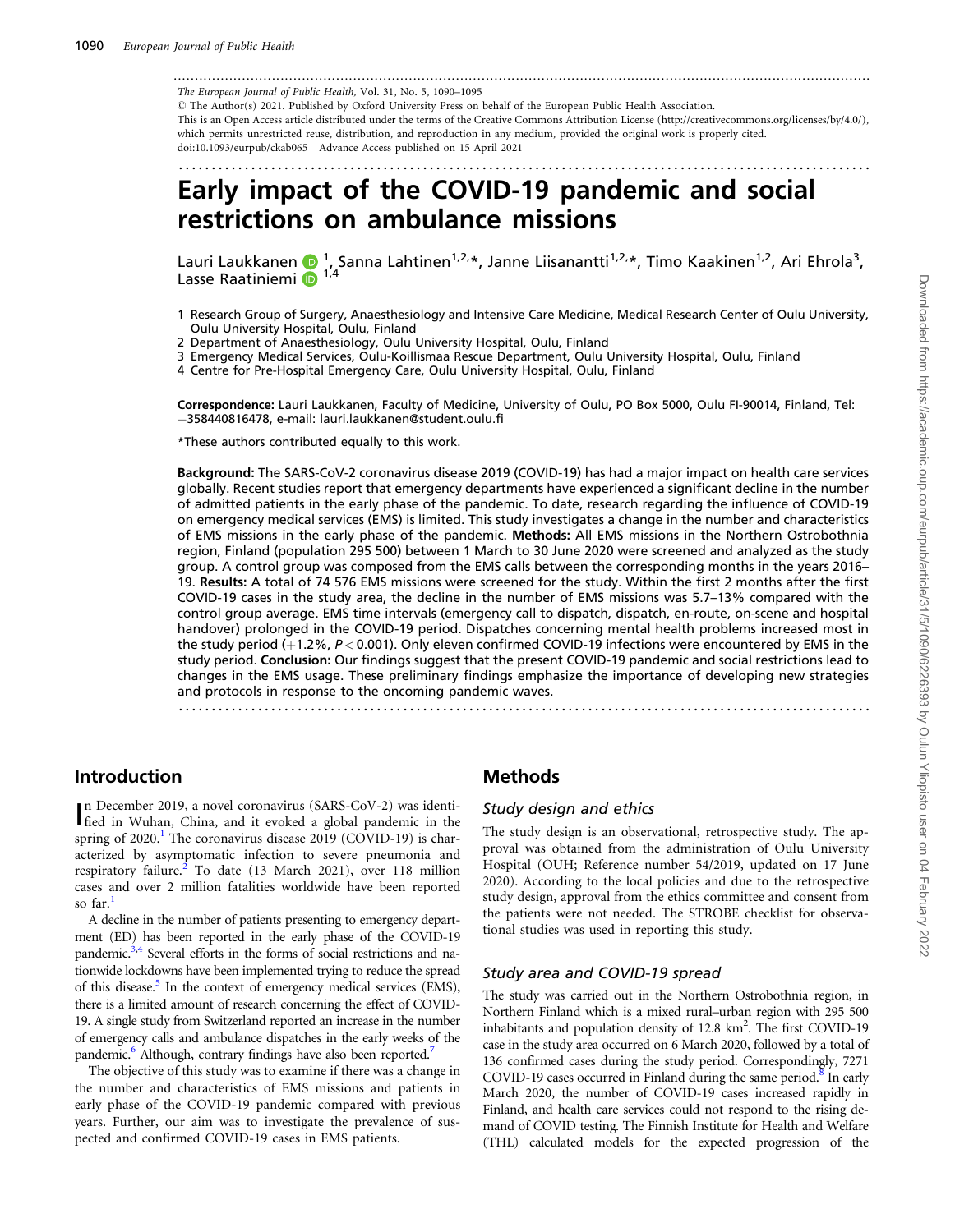The European Journal of Public Health, Vol. 31, No. 5, 1090–1095

© The Author(s) 2021. Published by Oxford University Press on behalf of the European Public Health Association.

This is an Open Access article distributed under the terms of the Creative Commons Attribution License (http://creativecommons.org/licenses/by/4.0/), which permits unrestricted reuse, distribution, and reproduction in any medium, provided the original work is properly cited.

doi:10.1093/eurpub/ckab065 Advance Access published on 15 April 2021

# Early impact of the COVID-19 pandemic and social restrictions on ambulance missions

Lauri Laukkanen [1], Sanna Lahtinen[1,2,*], Janne Liisanantti[1,2,*], Timo Kaakinen[1,2], Ari Ehrola[3], Lasse Raatiniemi [1,4]

1 Research Group of Surgery, Anaesthesiology and Intensive Care Medicine, Medical Research Center of Oulu University, Oulu University Hospital, Oulu, Finland

2 Department of Anaesthesiology, Oulu University Hospital, Oulu, Finland

3 Emergency Medical Services, Oulu-Koillismaa Rescue Department, Oulu University Hospital, Oulu, Finland

4 Centre for Pre-Hospital Emergency Care, Oulu University Hospital, Oulu, Finland

**Correspondence:** Lauri Laukkanen, Faculty of Medicine, University of Oulu, PO Box 5000, Oulu FI-90014, Finland, Tel: +358440816478, e-mail: lauri.laukkanen@student.oulu.fi

*These authors contributed equally to this work.

**Background:** The SARS-CoV-2 coronavirus disease 2019 (COVID-19) has had a major impact on health care services globally. Recent studies report that emergency departments have experienced a significant decline in the number of admitted patients in the early phase of the pandemic. To date, research regarding the influence of COVID-19 on emergency medical services (EMS) is limited. This study investigates a change in the number and characteristics of EMS missions in the early phase of the pandemic. **Methods:** All EMS missions in the Northern Ostrobothnia region, Finland (population 295 500) between 1 March to 30 June 2020 were screened and analyzed as the study group. A control group was composed from the EMS calls between the corresponding months in the years 2016–19. **Results:** A total of 74 576 EMS missions were screened for the study. Within the first 2 months after the first COVID-19 cases in the study area, the decline in the number of EMS missions was 5.7–13% compared with the control group average. EMS time intervals (emergency call to dispatch, dispatch, en-route, on-scene and hospital handover) prolonged in the COVID-19 period. Dispatches concerning mental health problems increased most in the study period (+1.2%, $P < 0.001$). Only eleven confirmed COVID-19 infections were encountered by EMS in the study period. **Conclusion:** Our findings suggest that the present COVID-19 pandemic and social restrictions lead to changes in the EMS usage. These preliminary findings emphasize the importance of developing new strategies and protocols in response to the oncoming pandemic waves.

## Introduction

In December 2019, a novel coronavirus (SARS-CoV-2) was identified in Wuhan, China, and it evoked a global pandemic in the spring of 2020.[1] The coronavirus disease 2019 (COVID-19) is characterized by asymptomatic infection to severe pneumonia and respiratory failure.[2] To date (13 March 2021), over 118 million cases and over 2 million fatalities worldwide have been reported so far.[1]

A decline in the number of patients presenting to emergency department (ED) has been reported in the early phase of the COVID-19 pandemic.[3,4] Several efforts in the forms of social restrictions and nationwide lockdowns have been implemented trying to reduce the spread of this disease.[5] In the context of emergency medical services (EMS), there is a limited amount of research concerning the effect of COVID-19. A single study from Switzerland reported an increase in the number of emergency calls and ambulance dispatches in the early weeks of the pandemic.[6] Although, contrary findings have also been reported.[7]

The objective of this study was to examine if there was a change in the number and characteristics of EMS missions and patients in early phase of the COVID-19 pandemic compared with previous years. Further, our aim was to investigate the prevalence of suspected and confirmed COVID-19 cases in EMS patients.

## Methods

### Study design and ethics

The study design is an observational, retrospective study. The approval was obtained from the administration of Oulu University Hospital (OUH; Reference number 54/2019, updated on 17 June 2020). According to the local policies and due to the retrospective study design, approval from the ethics committee and consent from the patients were not needed. The STROBE checklist for observational studies was used in reporting this study.

### Study area and COVID-19 spread

The study was carried out in the Northern Ostrobothnia region, in Northern Finland which is a mixed rural–urban region with 295 500 inhabitants and population density of 12.8 $km^2$. The first COVID-19 case in the study area occurred on 6 March 2020, followed by a total of 136 confirmed cases during the study period. Correspondingly, 7271 COVID-19 cases occurred in Finland during the same period.[8] In early March 2020, the number of COVID-19 cases increased rapidly in Finland, and health care services could not respond to the rising demand of COVID testing. The Finnish Institute for Health and Welfare (THL) calculated models for the expected progression of the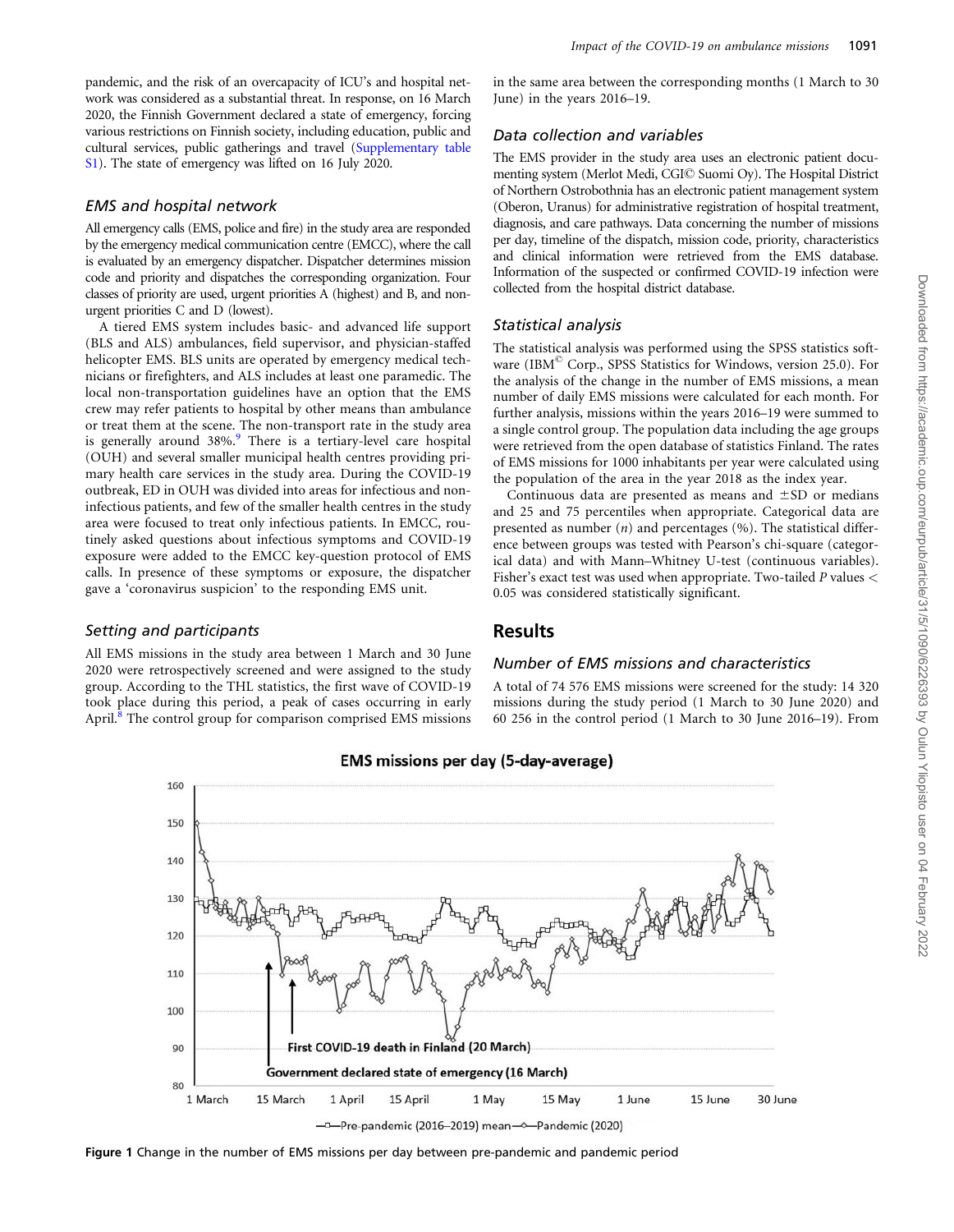pandemic, and the risk of an overcapacity of ICU's and hospital network was considered as a substantial threat. In response, on 16 March 2020, the Finnish Government declared a state of emergency, forcing various restrictions on Finnish society, including education, public and cultural services, public gatherings and travel (Supplementary table S1). The state of emergency was lifted on 16 July 2020.

### EMS and hospital network

All emergency calls (EMS, police and fire) in the study area are responded by the emergency medical communication centre (EMCC), where the call is evaluated by an emergency dispatcher. Dispatcher determines mission code and priority and dispatches the corresponding organization. Four classes of priority are used, urgent priorities A (highest) and B, and non-urgent priorities C and D (lowest).

A tiered EMS system includes basic- and advanced life support (BLS and ALS) ambulances, field supervisor, and physician-staffed helicopter EMS. BLS units are operated by emergency medical technicians or firefighters, and ALS includes at least one paramedic. The local non-transportation guidelines have an option that the EMS crew may refer patients to hospital by other means than ambulance or treat them at the scene. The non-transport rate in the study area is generally around 38%.[9] There is a tertiary-level care hospital (OUH) and several smaller municipal health centres providing primary health care services in the study area. During the COVID-19 outbreak, ED in OUH was divided into areas for infectious and non-infectious patients, and few of the smaller health centres in the study area were focused to treat only infectious patients. In EMCC, routinely asked questions about infectious symptoms and COVID-19 exposure were added to the EMCC key-question protocol of EMS calls. In presence of these symptoms or exposure, the dispatcher gave a 'coronavirus suspicion' to the responding EMS unit.

### Setting and participants

All EMS missions in the study area between 1 March and 30 June 2020 were retrospectively screened and were assigned to the study group. According to the THL statistics, the first wave of COVID-19 took place during this period, a peak of cases occurring in early April.[8] The control group for comparison comprised EMS missions in the same area between the corresponding months (1 March to 30 June) in the years 2016–19.

### Data collection and variables

The EMS provider in the study area uses an electronic patient documenting system (Merlot Medi, CGI© Suomi Oy). The Hospital District of Northern Ostrobothnia has an electronic patient management system (Oberon, Uranus) for administrative registration of hospital treatment, diagnosis, and care pathways. Data concerning the number of missions per day, timeline of the dispatch, mission code, priority, characteristics and clinical information were retrieved from the EMS database. Information of the suspected or confirmed COVID-19 infection were collected from the hospital district database.

### Statistical analysis

The statistical analysis was performed using the SPSS statistics software (IBM© Corp., SPSS Statistics for Windows, version 25.0). For the analysis of the change in the number of EMS missions, a mean number of daily EMS missions were calculated for each month. For further analysis, missions within the years 2016–19 were summed to a single control group. The population data including the age groups were retrieved from the open database of statistics Finland. The rates of EMS missions for 1000 inhabitants per year were calculated using the population of the area in the year 2018 as the index year.

Continuous data are presented as means and ±SD or medians and 25 and 75 percentiles when appropriate. Categorical data are presented as number ($n$) and percentages (%). The statistical difference between groups was tested with Pearson's chi-square (categorical data) and with Mann–Whitney U-test (continuous variables). Fisher's exact test was used when appropriate. Two-tailed $P$ values < 0.05 was considered statistically significant.

## Results

### Number of EMS missions and characteristics

A total of 74 576 EMS missions were screened for the study: 14 320 missions during the study period (1 March to 30 June 2020) and 60 256 in the control period (1 March to 30 June 2016–19). From

**Figure 1** Change in the number of EMS missions per day between pre-pandemic and pandemic period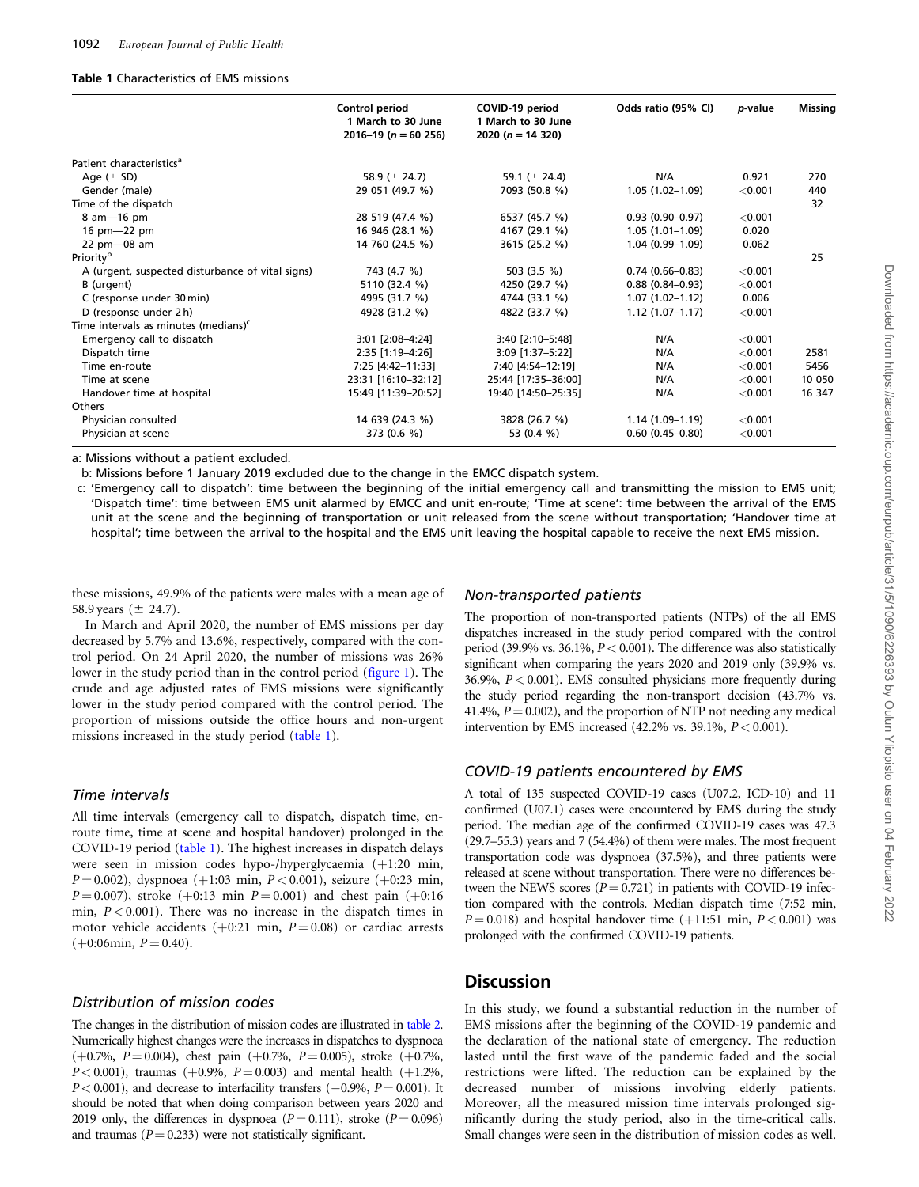**Table 1** Characteristics of EMS missions

| | Control period 1 March to 30 June 2016–19 (n = 60 256) | COVID-19 period 1 March to 30 June 2020 (n = 14 320) | Odds ratio (95% CI) | p-value | Missing |
|---|---|---|---|---|---|
| Patient characteristics[a] | | | | | |
| Age (± SD) | 58.9 (± 24.7) | 59.1 (± 24.4) | N/A | 0.921 | 270 |
| Gender (male) | 29 051 (49.7 %) | 7093 (50.8 %) | 1.05 (1.02–1.09) | <0.001 | 440 |
| Time of the dispatch | | | | | 32 |
| 8 am—16 pm | 28 519 (47.4 %) | 6537 (45.7 %) | 0.93 (0.90–0.97) | <0.001 | |
| 16 pm—22 pm | 16 946 (28.1 %) | 4167 (29.1 %) | 1.05 (1.01–1.09) | 0.020 | |
| 22 pm—08 am | 14 760 (24.5 %) | 3615 (25.2 %) | 1.04 (0.99–1.09) | 0.062 | |
| Priority[b] | | | | | 25 |
| A (urgent, suspected disturbance of vital signs) | 743 (4.7 %) | 503 (3.5 %) | 0.74 (0.66–0.83) | <0.001 | |
| B (urgent) | 5110 (32.4 %) | 4250 (29.7 %) | 0.88 (0.84–0.93) | <0.001 | |
| C (response under 30 min) | 4995 (31.7 %) | 4744 (33.1 %) | 1.07 (1.02–1.12) | 0.006 | |
| D (response under 2 h) | 4928 (31.2 %) | 4822 (33.7 %) | 1.12 (1.07–1.17) | <0.001 | |
| Time intervals as minutes (medians)[c] | | | | | |
| Emergency call to dispatch | 3:01 [2:08–4:24] | 3:40 [2:10–5:48] | N/A | <0.001 | |
| Dispatch time | 2:35 [1:19–4:26] | 3:09 [1:37–5:22] | N/A | <0.001 | 2581 |
| Time en-route | 7:25 [4:42–11:33] | 7:40 [4:54–12:19] | N/A | <0.001 | 5456 |
| Time at scene | 23:31 [16:10–32:12] | 25:44 [17:35–36:00] | N/A | <0.001 | 10 050 |
| Handover time at hospital | 15:49 [11:39–20:52] | 19:40 [14:50–25:35] | N/A | <0.001 | 16 347 |
| Others | | | | | |
| Physician consulted | 14 639 (24.3 %) | 3828 (26.7 %) | 1.14 (1.09–1.19) | <0.001 | |
| Physician at scene | 373 (0.6 %) | 53 (0.4 %) | 0.60 (0.45–0.80) | <0.001 | |

a: Missions without a patient excluded.

b: Missions before 1 January 2019 excluded due to the change in the EMCC dispatch system.

c: 'Emergency call to dispatch': time between the beginning of the initial emergency call and transmitting the mission to EMS unit; 'Dispatch time': time between EMS unit alarmed by EMCC and unit en-route; 'Time at scene': time between the arrival of the EMS unit at the scene and the beginning of transportation or unit released from the scene without transportation; 'Handover time at hospital'; time between the arrival to the hospital and the EMS unit leaving the hospital capable to receive the next EMS mission.

these missions, 49.9% of the patients were males with a mean age of 58.9 years (± 24.7).

In March and April 2020, the number of EMS missions per day decreased by 5.7% and 13.6%, respectively, compared with the control period. On 24 April 2020, the number of missions was 26% lower in the study period than in the control period (figure 1). The crude and age adjusted rates of EMS missions were significantly lower in the study period compared with the control period. The proportion of missions outside the office hours and non-urgent missions increased in the study period (table 1).

### Time intervals

All time intervals (emergency call to dispatch, dispatch time, en-route time, time at scene and hospital handover) prolonged in the COVID-19 period (table 1). The highest increases in dispatch delays were seen in mission codes hypo-/hyperglycaemia (+1:20 min, $P = 0.002$), dyspnoea (+1:03 min, $P < 0.001$), seizure (+0:23 min, $P = 0.007$), stroke (+0:13 min $P = 0.001$) and chest pain (+0:16 min, $P < 0.001$). There was no increase in the dispatch times in motor vehicle accidents (+0:21 min, $P = 0.08$) or cardiac arrests (+0:06min, $P = 0.40$).

### Distribution of mission codes

The changes in the distribution of mission codes are illustrated in table 2. Numerically highest changes were the increases in dispatches to dyspnoea (+0.7%, $P = 0.004$), chest pain (+0.7%, $P = 0.005$), stroke (+0.7%, $P < 0.001$), traumas (+0.9%, $P = 0.003$) and mental health (+1.2%, $P < 0.001$), and decrease to interfacility transfers (−0.9%, $P = 0.001$). It should be noted that when doing comparison between years 2020 and 2019 only, the differences in dyspnoea ($P = 0.111$), stroke ($P = 0.096$) and traumas ($P = 0.233$) were not statistically significant.

### Non-transported patients

The proportion of non-transported patients (NTPs) of the all EMS dispatches increased in the study period compared with the control period (39.9% vs. 36.1%, $P < 0.001$). The difference was also statistically significant when comparing the years 2020 and 2019 only (39.9% vs. 36.9%, $P < 0.001$). EMS consulted physicians more frequently during the study period regarding the non-transport decision (43.7% vs. 41.4%, $P = 0.002$), and the proportion of NTP not needing any medical intervention by EMS increased (42.2% vs. 39.1%, $P < 0.001$).

### COVID-19 patients encountered by EMS

A total of 135 suspected COVID-19 cases (U07.2, ICD-10) and 11 confirmed (U07.1) cases were encountered by EMS during the study period. The median age of the confirmed COVID-19 cases was 47.3 (29.7–55.3) years and 7 (54.4%) of them were males. The most frequent transportation code was dyspnoea (37.5%), and three patients were released at scene without transportation. There were no differences between the NEWS scores ($P = 0.721$) in patients with COVID-19 infection compared with the controls. Median dispatch time (7:52 min, $P = 0.018$) and hospital handover time (+11:51 min, $P < 0.001$) was prolonged with the confirmed COVID-19 patients.

## Discussion

In this study, we found a substantial reduction in the number of EMS missions after the beginning of the COVID-19 pandemic and the declaration of the national state of emergency. The reduction lasted until the first wave of the pandemic faded and the social restrictions were lifted. The reduction can be explained by the decreased number of missions involving elderly patients. Moreover, all the measured mission time intervals prolonged significantly during the study period, also in the time-critical calls. Small changes were seen in the distribution of mission codes as well.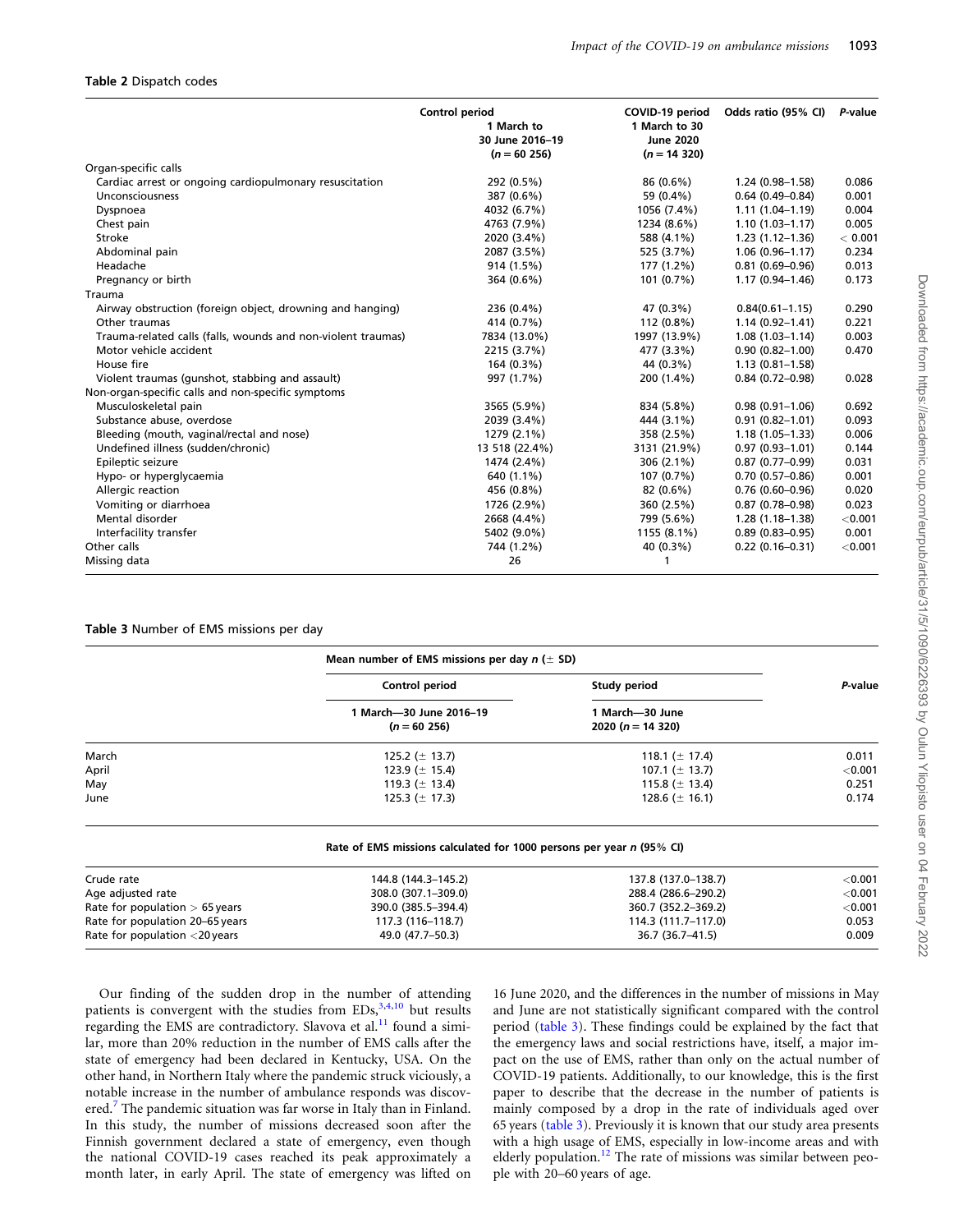**Table 2** Dispatch codes

| | Control period 1 March to 30 June 2016–19 (*n* = 60 256) | COVID-19 period 1 March to 30 June 2020 (*n* = 14 320) | Odds ratio (95% CI) | *P*-value |
|---|---|---|---|---|
| Organ-specific calls | | | | |
| Cardiac arrest or ongoing cardiopulmonary resuscitation | 292 (0.5%) | 86 (0.6%) | 1.24 (0.98–1.58) | 0.086 |
| Unconsciousness | 387 (0.6%) | 59 (0.4%) | 0.64 (0.49–0.84) | 0.001 |
| Dyspnoea | 4032 (6.7%) | 1056 (7.4%) | 1.11 (1.04–1.19) | 0.004 |
| Chest pain | 4763 (7.9%) | 1234 (8.6%) | 1.10 (1.03–1.17) | 0.005 |
| Stroke | 2020 (3.4%) | 588 (4.1%) | 1.23 (1.12–1.36) | < 0.001 |
| Abdominal pain | 2087 (3.5%) | 525 (3.7%) | 1.06 (0.96–1.17) | 0.234 |
| Headache | 914 (1.5%) | 177 (1.2%) | 0.81 (0.69–0.96) | 0.013 |
| Pregnancy or birth | 364 (0.6%) | 101 (0.7%) | 1.17 (0.94–1.46) | 0.173 |
| Trauma | | | | |
| Airway obstruction (foreign object, drowning and hanging) | 236 (0.4%) | 47 (0.3%) | 0.84(0.61–1.15) | 0.290 |
| Other traumas | 414 (0.7%) | 112 (0.8%) | 1.14 (0.92–1.41) | 0.221 |
| Trauma-related calls (falls, wounds and non-violent traumas) | 7834 (13.0%) | 1997 (13.9%) | 1.08 (1.03–1.14) | 0.003 |
| Motor vehicle accident | 2215 (3.7%) | 477 (3.3%) | 0.90 (0.82–1.00) | 0.470 |
| House fire | 164 (0.3%) | 44 (0.3%) | 1.13 (0.81–1.58) | |
| Violent traumas (gunshot, stabbing and assault) | 997 (1.7%) | 200 (1.4%) | 0.84 (0.72–0.98) | 0.028 |
| Non-organ-specific calls and non-specific symptoms | | | | |
| Musculoskeletal pain | 3565 (5.9%) | 834 (5.8%) | 0.98 (0.91–1.06) | 0.692 |
| Substance abuse, overdose | 2039 (3.4%) | 444 (3.1%) | 0.91 (0.82–1.01) | 0.093 |
| Bleeding (mouth, vaginal/rectal and nose) | 1279 (2.1%) | 358 (2.5%) | 1.18 (1.05–1.33) | 0.006 |
| Undefined illness (sudden/chronic) | 13 518 (22.4%) | 3131 (21.9%) | 0.97 (0.93–1.01) | 0.144 |
| Epileptic seizure | 1474 (2.4%) | 306 (2.1%) | 0.87 (0.77–0.99) | 0.031 |
| Hypo- or hyperglycaemia | 640 (1.1%) | 107 (0.7%) | 0.70 (0.57–0.86) | 0.001 |
| Allergic reaction | 456 (0.8%) | 82 (0.6%) | 0.76 (0.60–0.96) | 0.020 |
| Vomiting or diarrhoea | 1726 (2.9%) | 360 (2.5%) | 0.87 (0.78–0.98) | 0.023 |
| Mental disorder | 2668 (4.4%) | 799 (5.6%) | 1.28 (1.18–1.38) | <0.001 |
| Interfacility transfer | 5402 (9.0%) | 1155 (8.1%) | 0.89 (0.83–0.95) | 0.001 |
| Other calls | 744 (1.2%) | 40 (0.3%) | 0.22 (0.16–0.31) | <0.001 |
| Missing data | 26 | 1 | | |

**Table 3** Number of EMS missions per day

| | Mean number of EMS missions per day *n* (± SD) | | |
|---|---|---|---|
| | Control period | Study period | *P*-value |
| | 1 March—30 June 2016–19 (*n* = 60 256) | 1 March—30 June 2020 (*n* = 14 320) | |
| March | 125.2 (± 13.7) | 118.1 (± 17.4) | 0.011 |
| April | 123.9 (± 15.4) | 107.1 (± 13.7) | <0.001 |
| May | 119.3 (± 13.4) | 115.8 (± 13.4) | 0.251 |
| June | 125.3 (± 17.3) | 128.6 (± 16.1) | 0.174 |
| | **Rate of EMS missions calculated for 1000 persons per year *n* (95% CI)** | | |
| Crude rate | 144.8 (144.3–145.2) | 137.8 (137.0–138.7) | <0.001 |
| Age adjusted rate | 308.0 (307.1–309.0) | 288.4 (286.6–290.2) | <0.001 |
| Rate for population > 65 years | 390.0 (385.5–394.4) | 360.7 (352.2–369.2) | <0.001 |
| Rate for population 20–65 years | 117.3 (116–118.7) | 114.3 (111.7–117.0) | 0.053 |
| Rate for population <20 years | 49.0 (47.7–50.3) | 36.7 (36.7–41.5) | 0.009 |

Our finding of the sudden drop in the number of attending patients is convergent with the studies from EDs,[3,4,10] but results regarding the EMS are contradictory. Slavova et al.[11] found a similar, more than 20% reduction in the number of EMS calls after the state of emergency had been declared in Kentucky, USA. On the other hand, in Northern Italy where the pandemic struck viciously, a notable increase in the number of ambulance responds was discovered.[7] The pandemic situation was far worse in Italy than in Finland. In this study, the number of missions decreased soon after the Finnish government declared a state of emergency, even though the national COVID-19 cases reached its peak approximately a month later, in early April. The state of emergency was lifted on 16 June 2020, and the differences in the number of missions in May and June are not statistically significant compared with the control period (table 3). These findings could be explained by the fact that the emergency laws and social restrictions have, itself, a major impact on the use of EMS, rather than only on the actual number of COVID-19 patients. Additionally, to our knowledge, this is the first paper to describe that the decrease in the number of patients is mainly composed by a drop in the rate of individuals aged over 65 years (table 3). Previously it is known that our study area presents with a high usage of EMS, especially in low-income areas and with elderly population.[12] The rate of missions was similar between people with 20–60 years of age.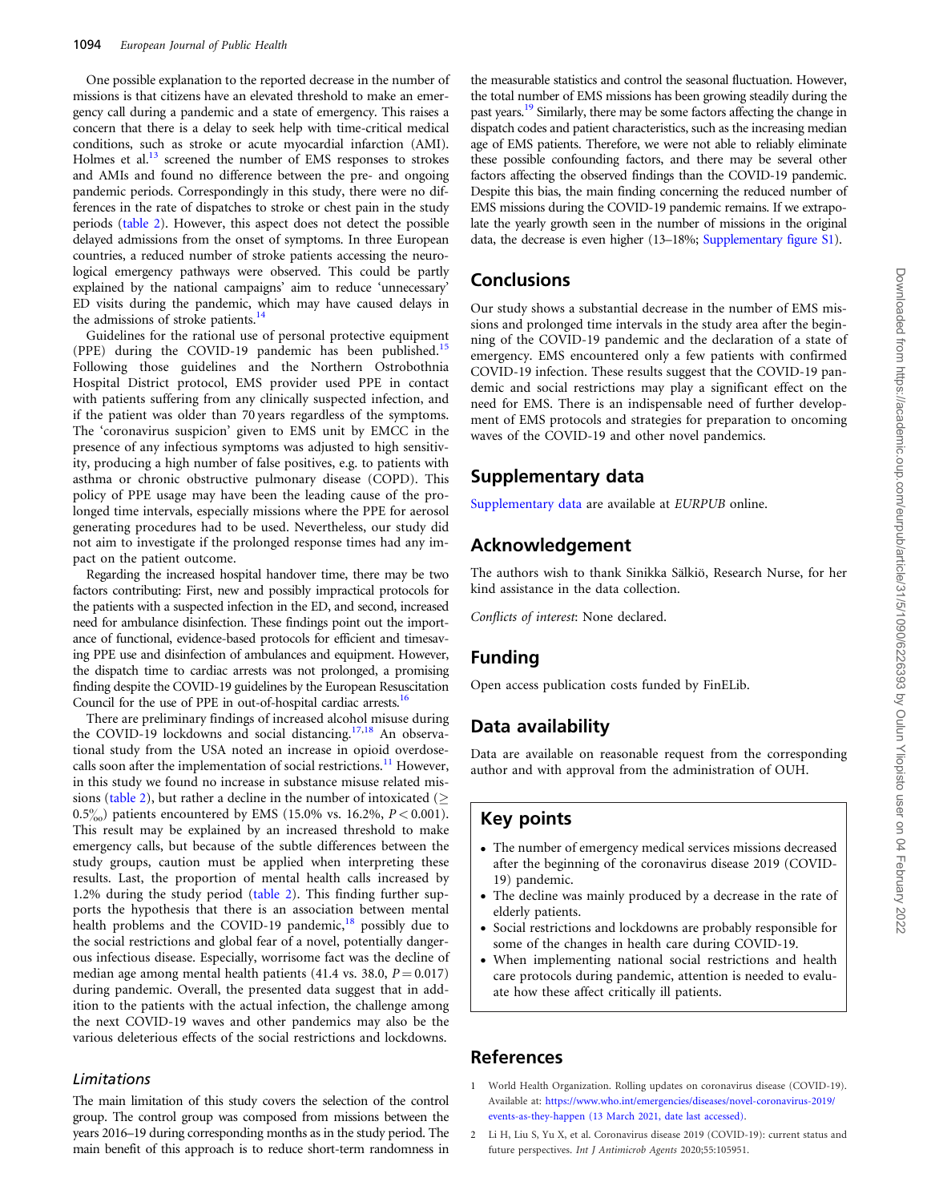One possible explanation to the reported decrease in the number of missions is that citizens have an elevated threshold to make an emergency call during a pandemic and a state of emergency. This raises a concern that there is a delay to seek help with time-critical medical conditions, such as stroke or acute myocardial infarction (AMI). Holmes et al.[13] screened the number of EMS responses to strokes and AMIs and found no difference between the pre- and ongoing pandemic periods. Correspondingly in this study, there were no differences in the rate of dispatches to stroke or chest pain in the study periods (table 2). However, this aspect does not detect the possible delayed admissions from the onset of symptoms. In three European countries, a reduced number of stroke patients accessing the neurological emergency pathways were observed. This could be partly explained by the national campaigns' aim to reduce 'unnecessary' ED visits during the pandemic, which may have caused delays in the admissions of stroke patients.[14]

Guidelines for the rational use of personal protective equipment (PPE) during the COVID-19 pandemic has been published.[15] Following those guidelines and the Northern Ostrobothnia Hospital District protocol, EMS provider used PPE in contact with patients suffering from any clinically suspected infection, and if the patient was older than 70 years regardless of the symptoms. The 'coronavirus suspicion' given to EMS unit by EMCC in the presence of any infectious symptoms was adjusted to high sensitivity, producing a high number of false positives, e.g. to patients with asthma or chronic obstructive pulmonary disease (COPD). This policy of PPE usage may have been the leading cause of the prolonged time intervals, especially missions where the PPE for aerosol generating procedures had to be used. Nevertheless, our study did not aim to investigate if the prolonged response times had any impact on the patient outcome.

Regarding the increased hospital handover time, there may be two factors contributing: First, new and possibly impractical protocols for the patients with a suspected infection in the ED, and second, increased need for ambulance disinfection. These findings point out the importance of functional, evidence-based protocols for efficient and timesaving PPE use and disinfection of ambulances and equipment. However, the dispatch time to cardiac arrests was not prolonged, a promising finding despite the COVID-19 guidelines by the European Resuscitation Council for the use of PPE in out-of-hospital cardiac arrests.[16]

There are preliminary findings of increased alcohol misuse during the COVID-19 lockdowns and social distancing.[17,18] An observational study from the USA noted an increase in opioid overdose-calls soon after the implementation of social restrictions.[11] However, in this study we found no increase in substance misuse related missions (table 2), but rather a decline in the number of intoxicated ($\geq$ 0.5‰) patients encountered by EMS (15.0% vs. 16.2%, $P < 0.001$). This result may be explained by an increased threshold to make emergency calls, but because of the subtle differences between the study groups, caution must be applied when interpreting these results. Last, the proportion of mental health calls increased by 1.2% during the study period (table 2). This finding further supports the hypothesis that there is an association between mental health problems and the COVID-19 pandemic,[18] possibly due to the social restrictions and global fear of a novel, potentially dangerous infectious disease. Especially, worrisome fact was the decline of median age among mental health patients (41.4 vs. 38.0, $P = 0.017$) during pandemic. Overall, the presented data suggest that in addition to the patients with the actual infection, the challenge among the next COVID-19 waves and other pandemics may also be the various deleterious effects of the social restrictions and lockdowns.

### Limitations

The main limitation of this study covers the selection of the control group. The control group was composed from missions between the years 2016–19 during corresponding months as in the study period. The main benefit of this approach is to reduce short-term randomness in the measurable statistics and control the seasonal fluctuation. However, the total number of EMS missions has been growing steadily during the past years.[19] Similarly, there may be some factors affecting the change in dispatch codes and patient characteristics, such as the increasing median age of EMS patients. Therefore, we were not able to reliably eliminate these possible confounding factors, and there may be several other factors affecting the observed findings than the COVID-19 pandemic. Despite this bias, the main finding concerning the reduced number of EMS missions during the COVID-19 pandemic remains. If we extrapolate the yearly growth seen in the number of missions in the original data, the decrease is even higher (13–18%; Supplementary figure S1).

## Conclusions

Our study shows a substantial decrease in the number of EMS missions and prolonged time intervals in the study area after the beginning of the COVID-19 pandemic and the declaration of a state of emergency. EMS encountered only a few patients with confirmed COVID-19 infection. These results suggest that the COVID-19 pandemic and social restrictions may play a significant effect on the need for EMS. There is an indispensable need of further development of EMS protocols and strategies for preparation to oncoming waves of the COVID-19 and other novel pandemics.

## Supplementary data

Supplementary data are available at *EURPUB* online.

## Acknowledgement

The authors wish to thank Sinikka Sälkiö, Research Nurse, for her kind assistance in the data collection.

*Conflicts of interest*: None declared.

## Funding

Open access publication costs funded by FinELib.

## Data availability

Data are available on reasonable request from the corresponding author and with approval from the administration of OUH.

## Key points

- The number of emergency medical services missions decreased after the beginning of the coronavirus disease 2019 (COVID-19) pandemic.
- The decline was mainly produced by a decrease in the rate of elderly patients.
- Social restrictions and lockdowns are probably responsible for some of the changes in health care during COVID-19.
- When implementing national social restrictions and health care protocols during pandemic, attention is needed to evaluate how these affect critically ill patients.

## References

1 World Health Organization. Rolling updates on coronavirus disease (COVID-19). Available at: https://www.who.int/emergencies/diseases/novel-coronavirus-2019/events-as-they-happen (13 March 2021, date last accessed).

2 Li H, Liu S, Yu X, et al. Coronavirus disease 2019 (COVID-19): current status and future perspectives. *Int J Antimicrob Agents* 2020;55:105951.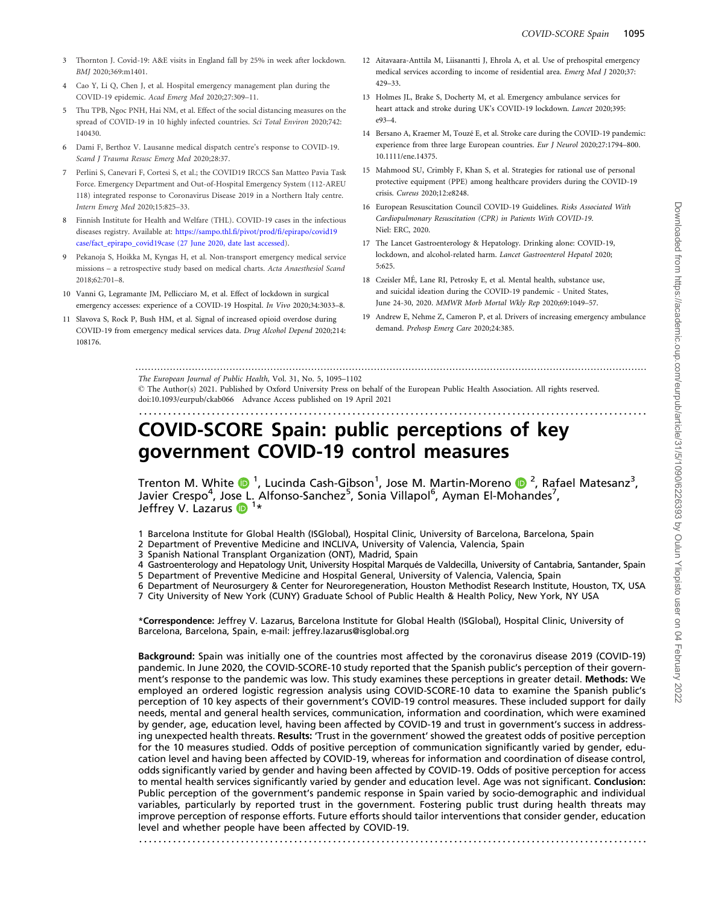3 Thornton J. Covid-19: A&E visits in England fall by 25% in week after lockdown. *BMJ* 2020;369:m1401.

4 Cao Y, Li Q, Chen J, et al. Hospital emergency management plan during the COVID-19 epidemic. *Acad Emerg Med* 2020;27:309–11.

5 Thu TPB, Ngoc PNH, Hai NM, et al. Effect of the social distancing measures on the spread of COVID-19 in 10 highly infected countries. *Sci Total Environ* 2020;742:140430.

6 Dami F, Berthoz V. Lausanne medical dispatch centre's response to COVID-19. *Scand J Trauma Resusc Emerg Med* 2020;28:37.

7 Perlini S, Canevari F, Cortesi S, et al.; the COVID19 IRCCS San Matteo Pavia Task Force. Emergency Department and Out-of-Hospital Emergency System (112-AREU 118) integrated response to Coronavirus Disease 2019 in a Northern Italy centre. *Intern Emerg Med* 2020;15:825–33.

8 Finnish Institute for Health and Welfare (THL). COVID-19 cases in the infectious diseases registry. Available at: https://sampo.thl.fi/pivot/prod/fi/epirapo/covid19case/fact_epirapo_covid19case (27 June 2020, date last accessed).

9 Pekanoja S, Hoikka M, Kyngas H, et al. Non-transport emergency medical service missions – a retrospective study based on medical charts. *Acta Anaesthesiol Scand* 2018;62:701–8.

10 Vanni G, Legramante JM, Pellicciaro M, et al. Effect of lockdown in surgical emergency accesses: experience of a COVID-19 Hospital. *In Vivo* 2020;34:3033–8.

11 Slavova S, Rock P, Bush HM, et al. Signal of increased opioid overdose during COVID-19 from emergency medical services data. *Drug Alcohol Depend* 2020;214:108176.

12 Aitavaara-Anttila M, Liisanantti J, Ehrola A, et al. Use of prehospital emergency medical services according to income of residential area. *Emerg Med J* 2020;37:429–33.

13 Holmes JL, Brake S, Docherty M, et al. Emergency ambulance services for heart attack and stroke during UK's COVID-19 lockdown. *Lancet* 2020;395:e93–4.

14 Bersano A, Kraemer M, Touzé E, et al. Stroke care during the COVID-19 pandemic: experience from three large European countries. *Eur J Neurol* 2020;27:1794–800. 10.1111/ene.14375.

15 Mahmood SU, Crimbly F, Khan S, et al. Strategies for rational use of personal protective equipment (PPE) among healthcare providers during the COVID-19 crisis. *Cureus* 2020;12:e8248.

16 European Resuscitation Council COVID-19 Guidelines. *Risks Associated With Cardiopulmonary Resuscitation (CPR) in Patients With COVID-19.* Niel: ERC, 2020.

17 The Lancet Gastroenterology & Hepatology. Drinking alone: COVID-19, lockdown, and alcohol-related harm. *Lancet Gastroenterol Hepatol* 2020;5:625.

18 Czeisler MÉ, Lane RI, Petrosky E, et al. Mental health, substance use, and suicidal ideation during the COVID-19 pandemic - United States, June 24-30, 2020. *MMWR Morb Mortal Wkly Rep* 2020;69:1049–57.

19 Andrew E, Nehme Z, Cameron P, et al. Drivers of increasing emergency ambulance demand. *Prehosp Emerg Care* 2020;24:385.

---

*The European Journal of Public Health*, Vol. 31, No. 5, 1095–1102
© The Author(s) 2021. Published by Oxford University Press on behalf of the European Public Health Association. All rights reserved.
doi:10.1093/eurpub/ckab066 Advance Access published on 19 April 2021

# COVID-SCORE Spain: public perceptions of key government COVID-19 control measures

Trenton M. White [1], Lucinda Cash-Gibson[1], Jose M. Martin-Moreno [2], Rafael Matesanz[3], Javier Crespo[4], Jose L. Alfonso-Sanchez[5], Sonia Villapol[6], Ayman El-Mohandes[7], Jeffrey V. Lazarus [1]*

1 Barcelona Institute for Global Health (ISGlobal), Hospital Clinic, University of Barcelona, Barcelona, Spain
2 Department of Preventive Medicine and INCLIVA, University of Valencia, Valencia, Spain
3 Spanish National Transplant Organization (ONT), Madrid, Spain
4 Gastroenterology and Hepatology Unit, University Hospital Marqués de Valdecilla, University of Cantabria, Santander, Spain
5 Department of Preventive Medicine and Hospital General, University of Valencia, Valencia, Spain
6 Department of Neurosurgery & Center for Neuroregeneration, Houston Methodist Research Institute, Houston, TX, USA
7 City University of New York (CUNY) Graduate School of Public Health & Health Policy, New York, NY USA

***Correspondence:** Jeffrey V. Lazarus, Barcelona Institute for Global Health (ISGlobal), Hospital Clinic, University of Barcelona, Barcelona, Spain, e-mail: jeffrey.lazarus@isglobal.org

**Background:** Spain was initially one of the countries most affected by the coronavirus disease 2019 (COVID-19) pandemic. In June 2020, the COVID-SCORE-10 study reported that the Spanish public's perception of their government's response to the pandemic was low. This study examines these perceptions in greater detail. **Methods:** We employed an ordered logistic regression analysis using COVID-SCORE-10 data to examine the Spanish public's perception of 10 key aspects of their government's COVID-19 control measures. These included support for daily needs, mental and general health services, communication, information and coordination, which were examined by gender, age, education level, having been affected by COVID-19 and trust in government's success in addressing unexpected health threats. **Results:** 'Trust in the government' showed the greatest odds of positive perception for the 10 measures studied. Odds of positive perception of communication significantly varied by gender, education level and having been affected by COVID-19, whereas for information and coordination of disease control, odds significantly varied by gender and having been affected by COVID-19. Odds of positive perception for access to mental health services significantly varied by gender and education level. Age was not significant. **Conclusion:** Public perception of the government's pandemic response in Spain varied by socio-demographic and individual variables, particularly by reported trust in the government. Fostering public trust during health threats may improve perception of response efforts. Future efforts should tailor interventions that consider gender, education level and whether people have been affected by COVID-19.